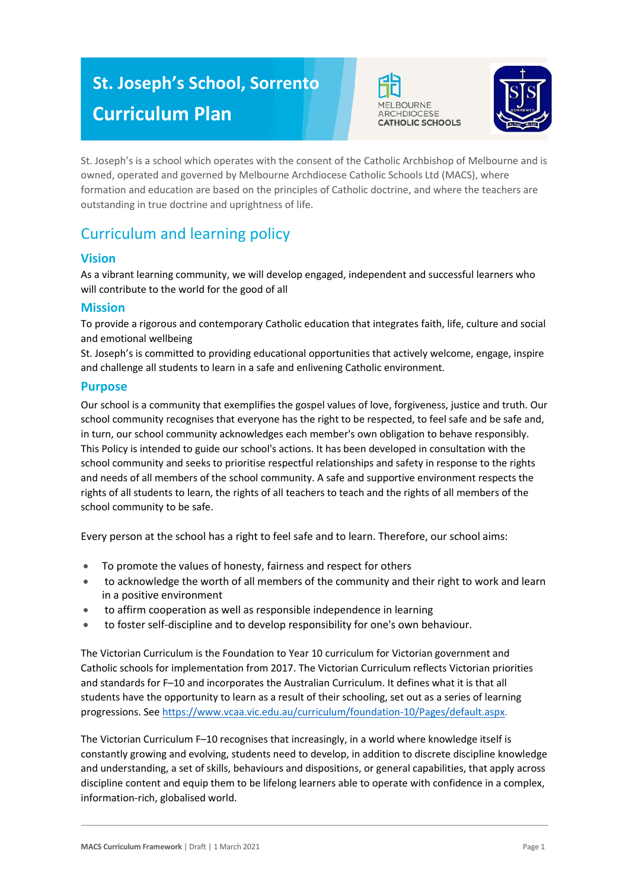# St. Joseph's School, Sorrento Curriculum Plan

St. Joseph's is a school which operates with the consent of the Catholic Archbishop of Melbourne and is owned, operated and governed by Melbourne Archdiocese Catholic Schools Ltd (MACS), where formation and education are based on the principles of Catholic doctrine, and where the teachers are outstanding in true doctrine and uprightness of life.

## Curriculum and learning policy

### Vision

As a vibrant learning community, we will develop engaged, independent and successful learners who will contribute to the world for the good of all

### Mission

To provide a rigorous and contemporary Catholic education that integrates faith, life, culture and social and emotional wellbeing

St. Joseph's is committed to providing educational opportunities that actively welcome, engage, inspire and challenge all students to learn in a safe and enlivening Catholic environment.

### Purpose

Our school is a community that exemplifies the gospel values of love, forgiveness, justice and truth. Our school community recognises that everyone has the right to be respected, to feel safe and be safe and, in turn, our school community acknowledges each member's own obligation to behave responsibly. This Policy is intended to guide our school's actions. It has been developed in consultation with the school community and seeks to prioritise respectful relationships and safety in response to the rights and needs of all members of the school community. A safe and supportive environment respects the rights of all students to learn, the rights of all teachers to teach and the rights of all members of the school community to be safe.

Every person at the school has a right to feel safe and to learn. Therefore, our school aims:

- To promote the values of honesty, fairness and respect for others
- to acknowledge the worth of all members of the community and their right to work and learn in a positive environment
- to affirm cooperation as well as responsible independence in learning
- to foster self-discipline and to develop responsibility for one's own behaviour.

The Victorian Curriculum is the Foundation to Year 10 curriculum for Victorian government and Catholic schools for implementation from 2017. The Victorian Curriculum reflects Victorian priorities and standards for F–10 and incorporates the Australian Curriculum. It defines what it is that all students have the opportunity to learn as a result of their schooling, set out as a series of learning progressions. See https://www.vcaa.vic.edu.au/curriculum/foundation-10/Pages/default.aspx.

The Victorian Curriculum F–10 recognises that increasingly, in a world where knowledge itself is constantly growing and evolving, students need to develop, in addition to discrete discipline knowledge and understanding, a set of skills, behaviours and dispositions, or general capabilities, that apply across discipline content and equip them to be lifelong learners able to operate with confidence in a complex, information-rich, globalised world.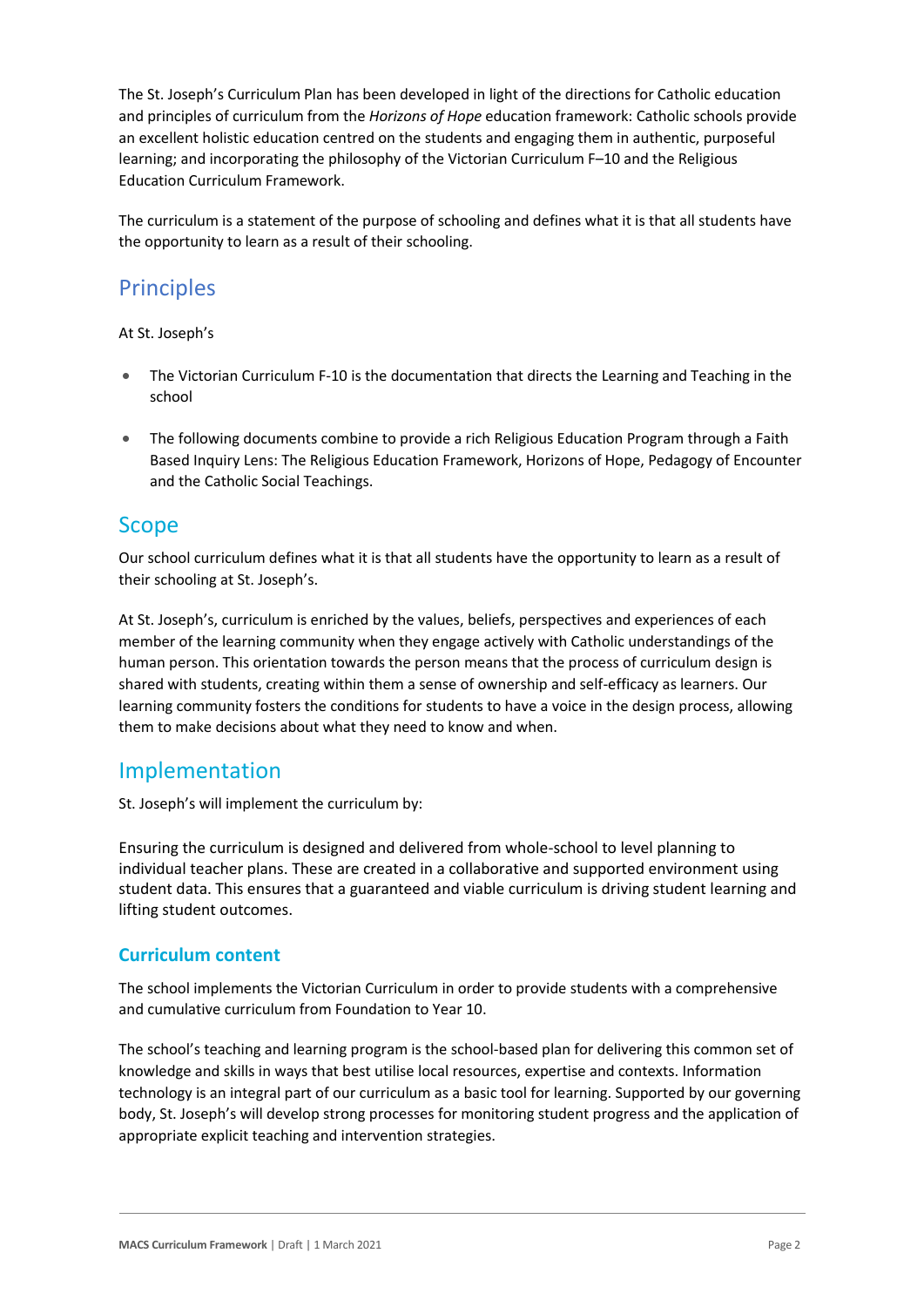The St. Joseph's Curriculum Plan has been developed in light of the directions for Catholic education and principles of curriculum from the *Horizons of Hope* education framework: Catholic schools provide an excellent holistic education centred on the students and engaging them in authentic, purposeful learning; and incorporating the philosophy of the Victorian Curriculum F–10 and the Religious Education Curriculum Framework.

The curriculum is a statement of the purpose of schooling and defines what it is that all students have the opportunity to learn as a result of their schooling.

## Principles

At St. Joseph's

- The Victorian Curriculum F-10 is the documentation that directs the Learning and Teaching in the school
- The following documents combine to provide a rich Religious Education Program through a Faith Based Inquiry Lens: The Religious Education Framework, Horizons of Hope, Pedagogy of Encounter and the Catholic Social Teachings.

## Scope

Our school curriculum defines what it is that all students have the opportunity to learn as a result of their schooling at St. Joseph's.

At St. Joseph's, curriculum is enriched by the values, beliefs, perspectives and experiences of each member of the learning community when they engage actively with Catholic understandings of the human person. This orientation towards the person means that the process of curriculum design is shared with students, creating within them a sense of ownership and self-efficacy as learners. Our learning community fosters the conditions for students to have a voice in the design process, allowing them to make decisions about what they need to know and when.

## Implementation

St. Joseph's will implement the curriculum by:

Ensuring the curriculum is designed and delivered from whole-school to level planning to individual teacher plans. These are created in a collaborative and supported environment using student data. This ensures that a guaranteed and viable curriculum is driving student learning and lifting student outcomes.

### Curriculum content

The school implements the Victorian Curriculum in order to provide students with a comprehensive and cumulative curriculum from Foundation to Year 10.

The school's teaching and learning program is the school-based plan for delivering this common set of knowledge and skills in ways that best utilise local resources, expertise and contexts. Information technology is an integral part of our curriculum as a basic tool for learning. Supported by our governing body, St. Joseph's will develop strong processes for monitoring student progress and the application of appropriate explicit teaching and intervention strategies.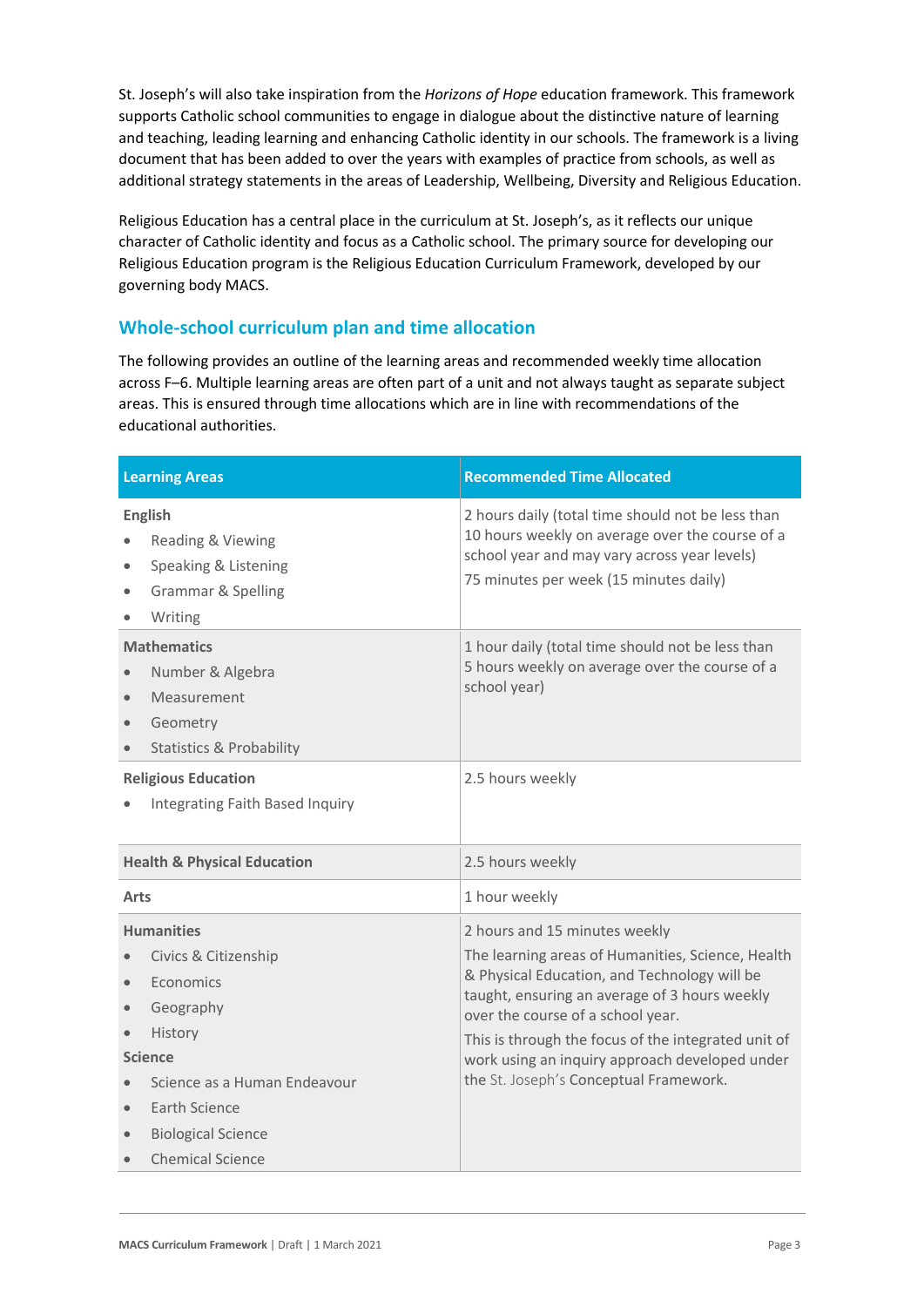St. Joseph's will also take inspiration from the *Horizons of Hope* education framework. This framework supports Catholic school communities to engage in dialogue about the distinctive nature of learning and teaching, leading learning and enhancing Catholic identity in our schools. The framework is a living document that has been added to over the years with examples of practice from schools, as well as additional strategy statements in the areas of Leadership, Wellbeing, Diversity and Religious Education.

Religious Education has a central place in the curriculum at St. Joseph's, as it reflects our unique character of Catholic identity and focus as a Catholic school. The primary source for developing our Religious Education program is the Religious Education Curriculum Framework, developed by our governing body MACS.

## Whole-school curriculum plan and time allocation

The following provides an outline of the learning areas and recommended weekly time allocation across F–6. Multiple learning areas are often part of a unit and not always taught as separate subject areas. This is ensured through time allocations which are in line with recommendations of the educational authorities.

| Learning Areas | Recommended Time Allocated |
|---|---|
| **English**<br>• Reading & Viewing<br>• Speaking & Listening<br>• Grammar & Spelling<br>• Writing | 2 hours daily (total time should not be less than 10 hours weekly on average over the course of a school year and may vary across year levels)<br>75 minutes per week (15 minutes daily) |
| **Mathematics**<br>• Number & Algebra<br>• Measurement<br>• Geometry<br>• Statistics & Probability | 1 hour daily (total time should not be less than 5 hours weekly on average over the course of a school year) |
| **Religious Education**<br>• Integrating Faith Based Inquiry | 2.5 hours weekly |
| **Health & Physical Education** | 2.5 hours weekly |
| **Arts** | 1 hour weekly |
| **Humanities**<br>• Civics & Citizenship<br>• Economics<br>• Geography<br>• History<br>**Science**<br>• Science as a Human Endeavour<br>• Earth Science<br>• Biological Science<br>• Chemical Science | 2 hours and 15 minutes weekly<br>The learning areas of Humanities, Science, Health & Physical Education, and Technology will be taught, ensuring an average of 3 hours weekly over the course of a school year.<br>This is through the focus of the integrated unit of work using an inquiry approach developed under the St. Joseph's Conceptual Framework. |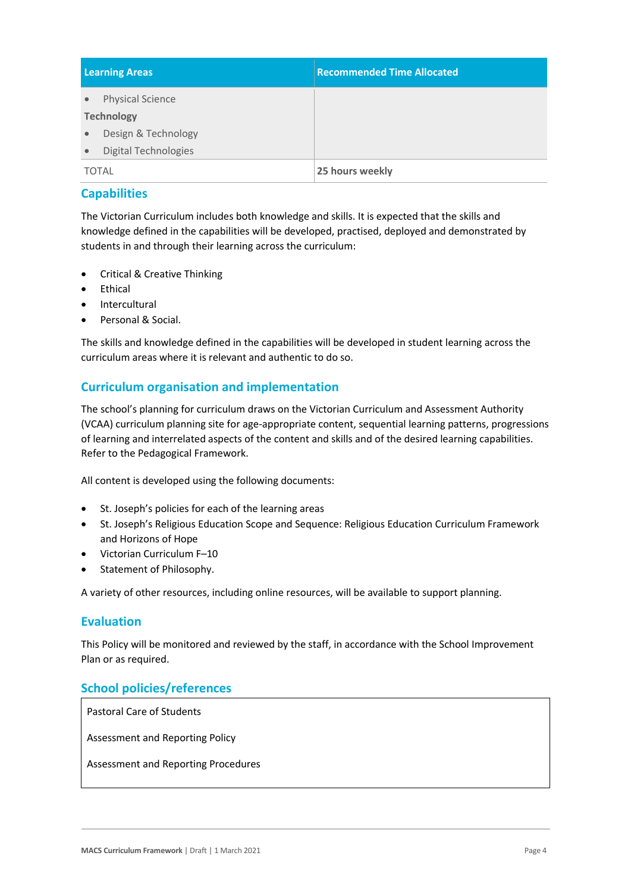| Learning Areas | Recommended Time Allocated |
|---|---|
| • Physical Science<br>**Technology**<br>• Design & Technology<br>• Digital Technologies | |
| TOTAL | **25 hours weekly** |

## Capabilities

The Victorian Curriculum includes both knowledge and skills. It is expected that the skills and knowledge defined in the capabilities will be developed, practised, deployed and demonstrated by students in and through their learning across the curriculum:

- Critical & Creative Thinking
- Ethical
- Intercultural
- Personal & Social.

The skills and knowledge defined in the capabilities will be developed in student learning across the curriculum areas where it is relevant and authentic to do so.

## Curriculum organisation and implementation

The school's planning for curriculum draws on the Victorian Curriculum and Assessment Authority (VCAA) curriculum planning site for age-appropriate content, sequential learning patterns, progressions of learning and interrelated aspects of the content and skills and of the desired learning capabilities. Refer to the Pedagogical Framework.

All content is developed using the following documents:

- St. Joseph's policies for each of the learning areas
- St. Joseph's Religious Education Scope and Sequence: Religious Education Curriculum Framework and Horizons of Hope
- Victorian Curriculum F–10
- Statement of Philosophy.

A variety of other resources, including online resources, will be available to support planning.

## Evaluation

This Policy will be monitored and reviewed by the staff, in accordance with the School Improvement Plan or as required.

## School policies/references

Pastoral Care of Students

Assessment and Reporting Policy

Assessment and Reporting Procedures